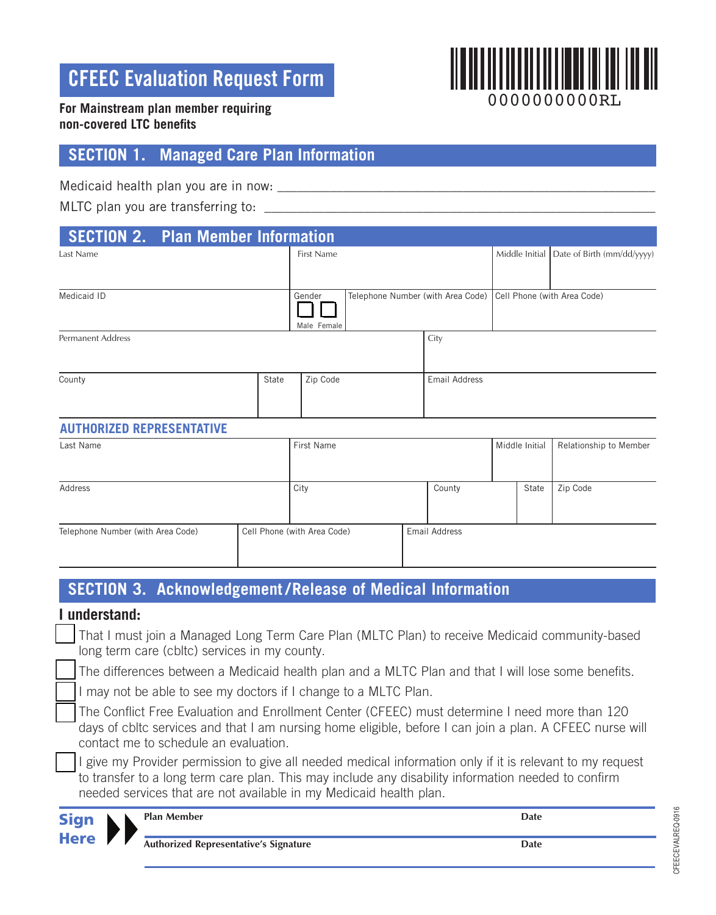# CFEEC Evaluation Request Form

0000000000RL

**For Mainstream plan member requiring non-covered LTC benefits**

## SECTION 1. Managed Care Plan Information

Medicaid health plan you are in now: ___________________________________________

MLTC plan you are transferring to: ___________________________________________

## SECTION 2. Plan Member Information

| Last Name | | First Name | | Middle Initial | Date of Birth (mm/dd/yyyy) |
|---|---|---|---|---|---|
| | | | | | |

| Medicaid ID | Gender ☐ Male ☐ Female | Telephone Number (with Area Code) | Cell Phone (with Area Code) |
|---|---|---|---|
| | | | |

| Permanent Address | City |
|---|---|
| | |

| County | State | Zip Code | Email Address |
|---|---|---|---|
| | | | |

### AUTHORIZED REPRESENTATIVE

| Last Name | First Name | Middle Initial | Relationship to Member |
|---|---|---|---|
| | | | |

| Address | City | County | State | Zip Code |
|---|---|---|---|---|
| | | | | |

| Telephone Number (with Area Code) | Cell Phone (with Area Code) | Email Address |
|---|---|---|
| | | |

## SECTION 3. Acknowledgement/Release of Medical Information

**I understand:**

- ☐ That I must join a Managed Long Term Care Plan (MLTC Plan) to receive Medicaid community-based long term care (cbltc) services in my county.
- ☐ The differences between a Medicaid health plan and a MLTC Plan and that I will lose some benefits.
- ☐ I may not be able to see my doctors if I change to a MLTC Plan.
- ☐ The Conflict Free Evaluation and Enrollment Center (CFEEC) must determine I need more than 120 days of cbltc services and that I am nursing home eligible, before I can join a plan. A CFEEC nurse will contact me to schedule an evaluation.
- ☐ I give my Provider permission to give all needed medical information only if it is relevant to my request to transfer to a long term care plan. This may include any disability information needed to confirm needed services that are not available in my Medicaid health plan.

**Sign Here**

**Plan Member** ______________________________ **Date** __________

**Authorized Representative's Signature** ______________________________ **Date** __________

CFEECEVALREQ-0916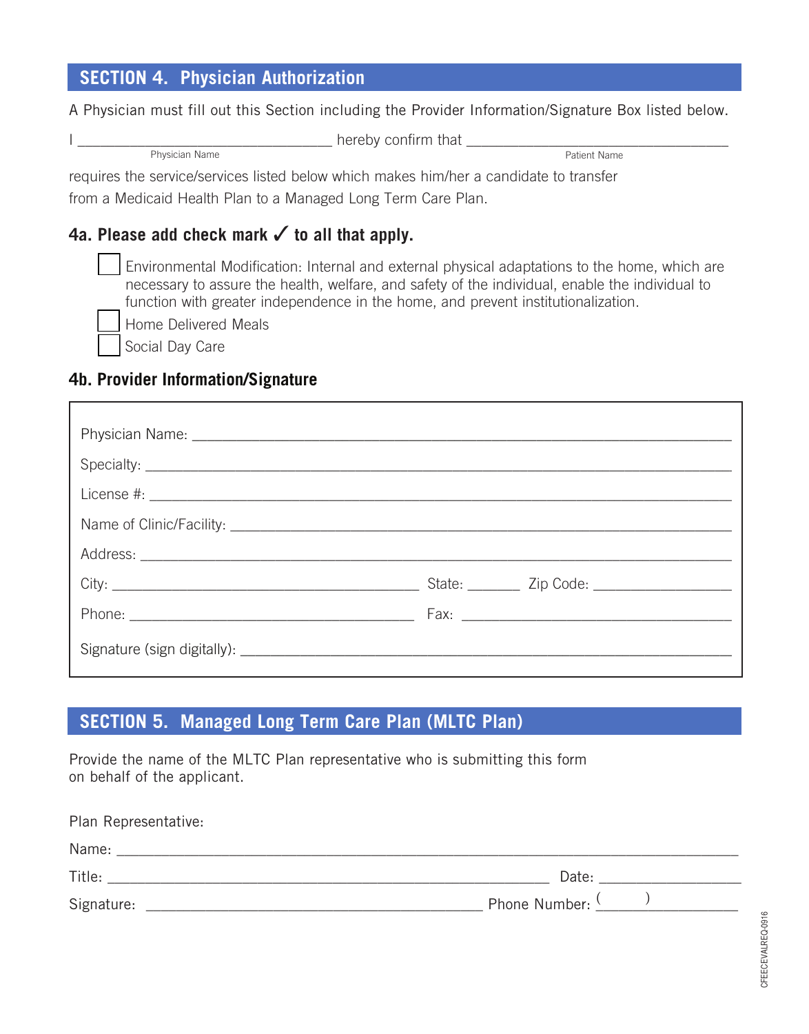## SECTION 4. Physician Authorization

A Physician must fill out this Section including the Provider Information/Signature Box listed below.

I ________________________________ hereby confirm that ________________________________

Physician Name — Patient Name

requires the service/services listed below which makes him/her a candidate to transfer from a Medicaid Health Plan to a Managed Long Term Care Plan.

### 4a. Please add check mark ✓ to all that apply.

- ☐ Environmental Modification: Internal and external physical adaptations to the home, which are necessary to assure the health, welfare, and safety of the individual, enable the individual to function with greater independence in the home, and prevent institutionalization.
- ☐ Home Delivered Meals
- ☐ Social Day Care

### 4b. Provider Information/Signature

Physician Name: ________________________________

Specialty: ________________________________

License #: ________________________________

Name of Clinic/Facility: ________________________________

Address: ________________________________

City: ____________________ State: _______ Zip Code: ____________

Phone: ____________________ Fax: ____________________

Signature (sign digitally): ________________________________

## SECTION 5. Managed Long Term Care Plan (MLTC Plan)

Provide the name of the MLTC Plan representative who is submitting this form on behalf of the applicant.

Plan Representative:

Name: ________________________________

Title: ________________________________ Date: ____________

Signature: ________________________________ Phone Number: (      ) ____________

CFEECEVALREQ 0916